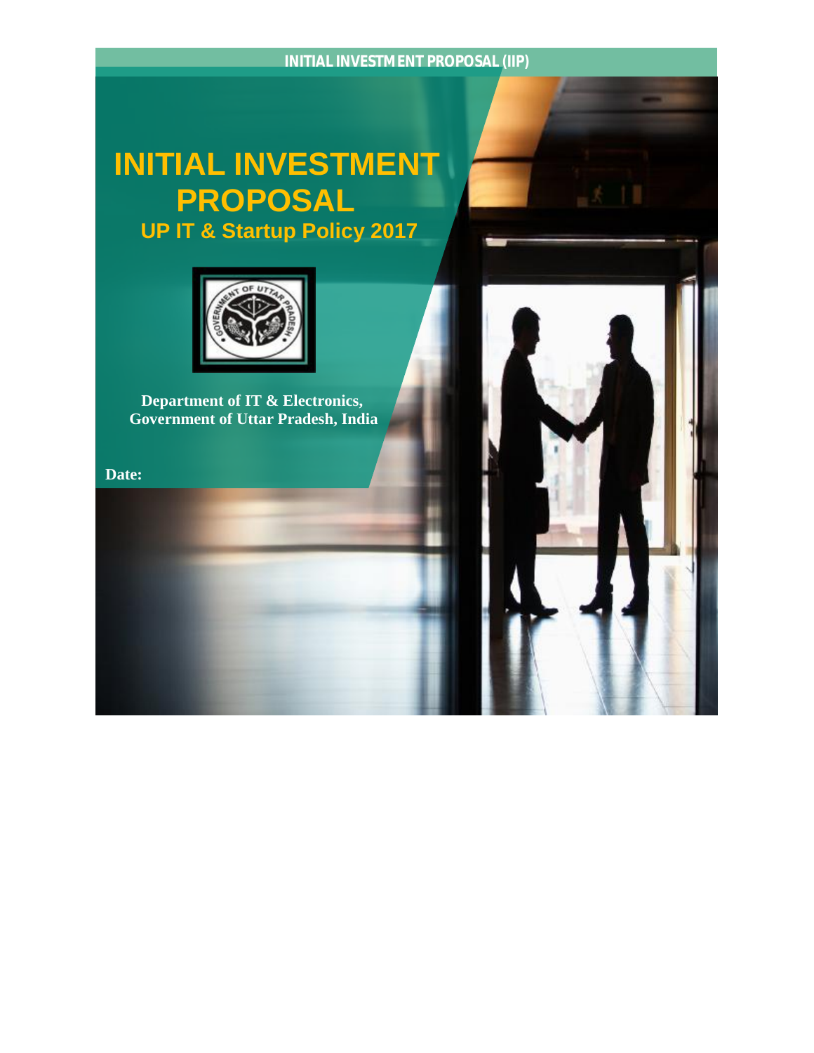# INITIAL INVESTMENT PROPOSAL

## UP IT & Startup Policy 2017

**Department of IT & Electronics, Government of Uttar Pradesh, India**

**Date:**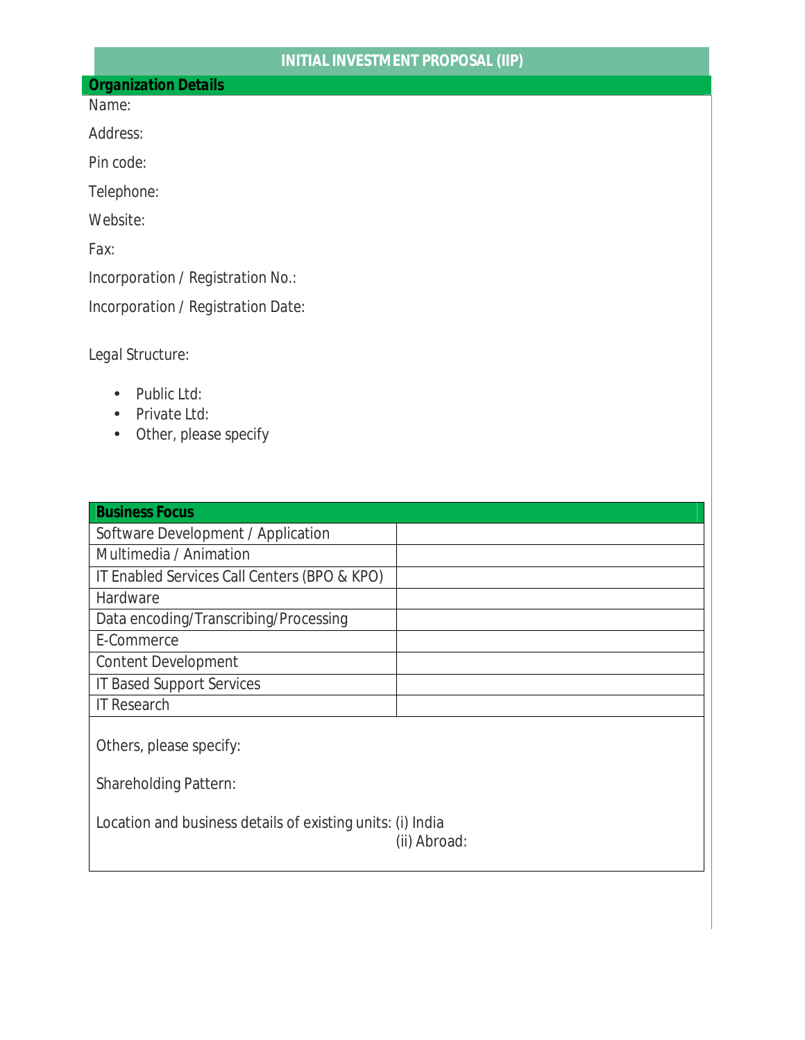# INITIAL INVESTMENT PROPOSAL (IIP)

## Organization Details

Name:

Address:

Pin code:

Telephone:

Website:

Fax:

Incorporation / Registration No.:

Incorporation / Registration Date:

Legal Structure:

- Public Ltd:
- Private Ltd:
- Other, please specify

| Business Focus | |
|---|---|
| Software Development / Application | |
| Multimedia / Animation | |
| IT Enabled Services Call Centers (BPO & KPO) | |
| Hardware | |
| Data encoding/Transcribing/Processing | |
| E-Commerce | |
| Content Development | |
| IT Based Support Services | |
| IT Research | |

Others, please specify:

Shareholding Pattern:

Location and business details of existing units: (i) India
(ii) Abroad: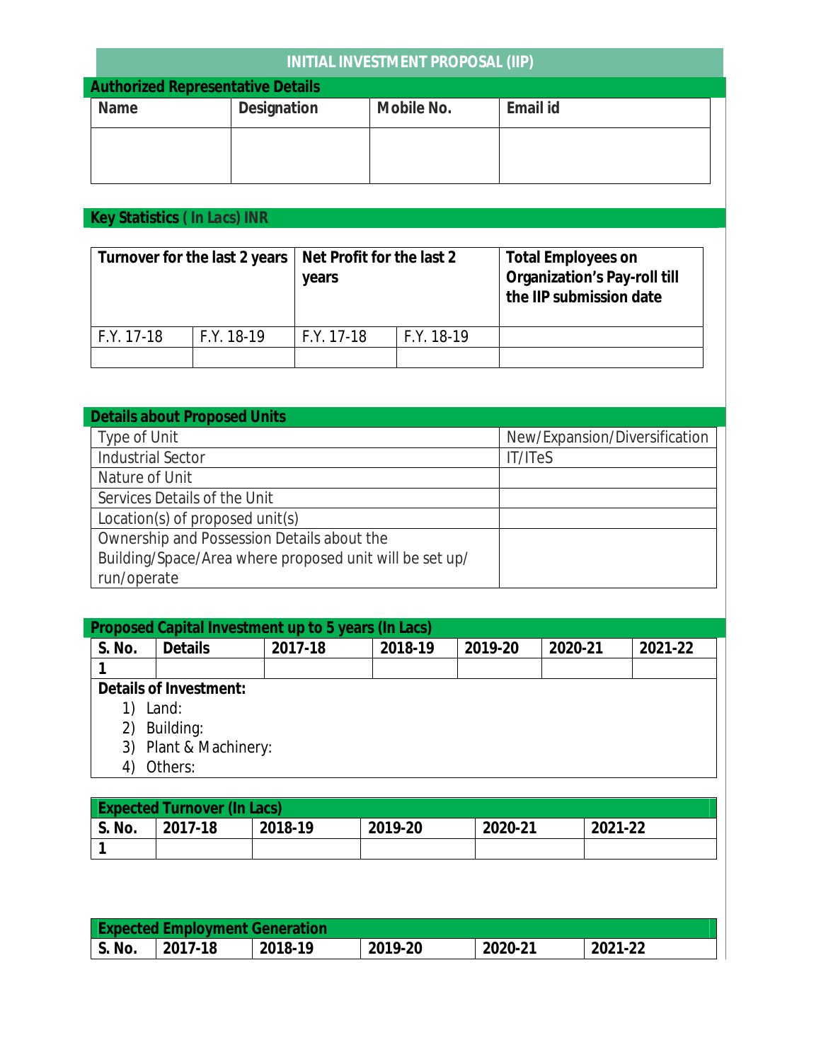# INITIAL INVESTMENT PROPOSAL (IIP)

## Authorized Representative Details

| Name | Designation | Mobile No. | Email id |
|---|---|---|---|
| | | | |

## Key Statistics ( In Lacs) INR

| Turnover for the last 2 years | | Net Profit for the last 2 years | | Total Employees on Organization's Pay-roll till the IIP submission date |
|---|---|---|---|---|
| F.Y. 17-18 | F.Y. 18-19 | F.Y. 17-18 | F.Y. 18-19 | |
| | | | | |

## Details about Proposed Units

| | |
|---|---|
| Type of Unit | New/Expansion/Diversification |
| Industrial Sector | IT/ITeS |
| Nature of Unit | |
| Services Details of the Unit | |
| Location(s) of proposed unit(s) | |
| Ownership and Possession Details about the Building/Space/Area where proposed unit will be set up/ run/operate | |

## Proposed Capital Investment up to 5 years (In Lacs)

| S. No. | Details | 2017-18 | 2018-19 | 2019-20 | 2020-21 | 2021-22 |
|---|---|---|---|---|---|---|
| 1 | | | | | | |

**Details of Investment:**

1) Land:
2) Building:
3) Plant & Machinery:
4) Others:

## Expected Turnover (In Lacs)

| S. No. | 2017-18 | 2018-19 | 2019-20 | 2020-21 | 2021-22 |
|---|---|---|---|---|---|
| 1 | | | | | |

## Expected Employment Generation

| S. No. | 2017-18 | 2018-19 | 2019-20 | 2020-21 | 2021-22 |
|---|---|---|---|---|---|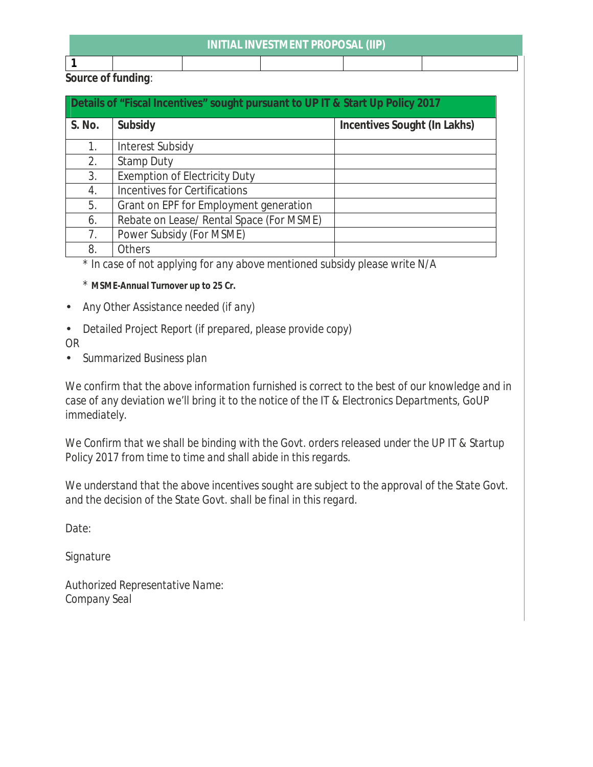## INITIAL INVESTMENT PROPOSAL (IIP)

| | | | | | |
|---|---|---|---|---|---|
| **1** | | | | | |

**Source of funding**:

| **Details of "Fiscal Incentives" sought pursuant to UP IT & Start Up Policy 2017** | | |
|---|---|---|
| **S. No.** | **Subsidy** | **Incentives Sought (In Lakhs)** |
| 1. | Interest Subsidy | |
| 2. | Stamp Duty | |
| 3. | Exemption of Electricity Duty | |
| 4. | Incentives for Certifications | |
| 5. | Grant on EPF for Employment generation | |
| 6. | Rebate on Lease/ Rental Space (For MSME) | |
| 7. | Power Subsidy (For MSME) | |
| 8. | Others | |

\* In case of not applying for any above mentioned subsidy please write N/A

\* **MSME-Annual Turnover up to 25 Cr.**

- Any Other Assistance needed (if any)
- Detailed Project Report (if prepared, please provide copy)

OR

- Summarized Business plan

We confirm that the above information furnished is correct to the best of our knowledge and in case of any deviation we'll bring it to the notice of the IT & Electronics Departments, GoUP immediately.

We Confirm that we shall be binding with the Govt. orders released under the UP IT & Startup Policy 2017 from time to time and shall abide in this regards.

We understand that the above incentives sought are subject to the approval of the State Govt. and the decision of the State Govt. shall be final in this regard.

Date:

Signature

Authorized Representative Name:
Company Seal